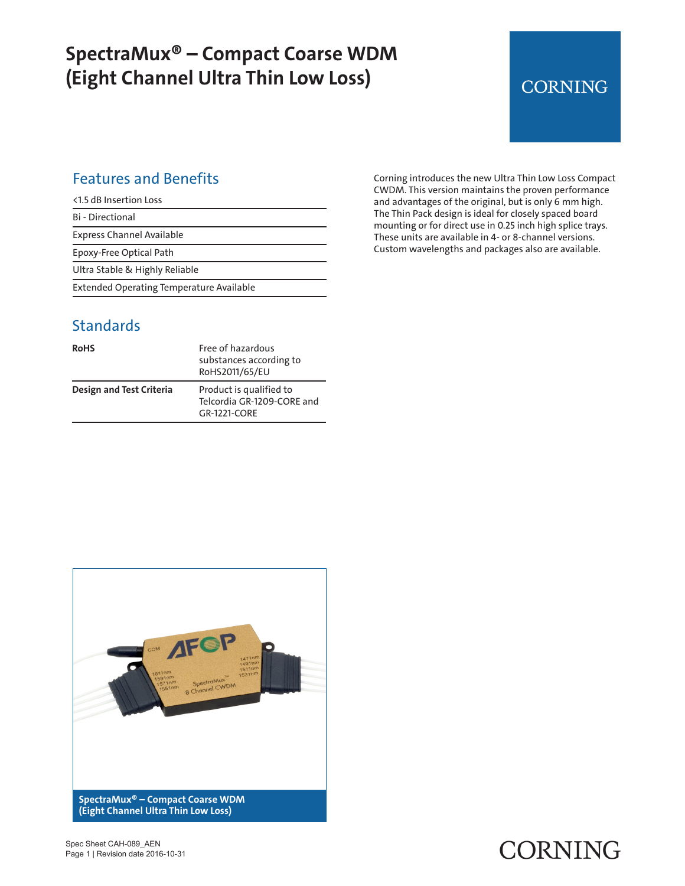# SpectraMux® – Compact Coarse WDM (Eight Channel Ultra Thin Low Loss)

## Features and Benefits

| |
|---|
| <1.5 dB Insertion Loss |
| Bi - Directional |
| Express Channel Available |
| Epoxy-Free Optical Path |
| Ultra Stable & Highly Reliable |
| Extended Operating Temperature Available |

Corning introduces the new Ultra Thin Low Loss Compact CWDM. This version maintains the proven performance and advantages of the original, but is only 6 mm high. The Thin Pack design is ideal for closely spaced board mounting or for direct use in 0.25 inch high splice trays. These units are available in 4- or 8-channel versions. Custom wavelengths and packages also are available.

## Standards

| | |
|---|---|
| **RoHS** | Free of hazardous substances according to RoHS2011/65/EU |
| **Design and Test Criteria** | Product is qualified to Telcordia GR-1209-CORE and GR-1221-CORE |

**SpectraMux® – Compact Coarse WDM (Eight Channel Ultra Thin Low Loss)**

Spec Sheet CAH-089_AEN
Page 1 | Revision date 2016-10-31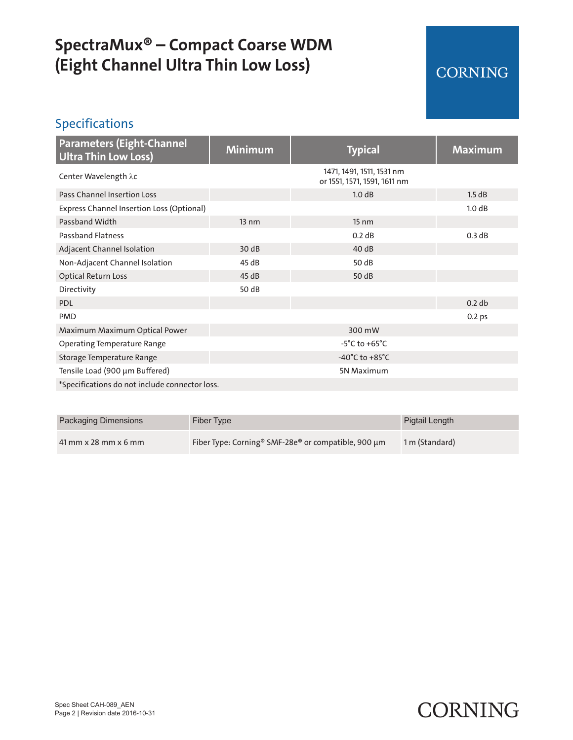# SpectraMux® – Compact Coarse WDM (Eight Channel Ultra Thin Low Loss)

CORNING

## Specifications

| Parameters (Eight-Channel Ultra Thin Low Loss) | Minimum | Typical | Maximum |
|---|---|---|---|
| Center Wavelength λc | | 1471, 1491, 1511, 1531 nm or 1551, 1571, 1591, 1611 nm | |
| Pass Channel Insertion Loss | | 1.0 dB | 1.5 dB |
| Express Channel Insertion Loss (Optional) | | | 1.0 dB |
| Passband Width | 13 nm | 15 nm | |
| Passband Flatness | | 0.2 dB | 0.3 dB |
| Adjacent Channel Isolation | 30 dB | 40 dB | |
| Non-Adjacent Channel Isolation | 45 dB | 50 dB | |
| Optical Return Loss | 45 dB | 50 dB | |
| Directivity | 50 dB | | |
| PDL | | | 0.2 db |
| PMD | | | 0.2 ps |
| Maximum Maximum Optical Power | | 300 mW | |
| Operating Temperature Range | | -5°C to +65°C | |
| Storage Temperature Range | | -40°C to +85°C | |
| Tensile Load (900 µm Buffered) | | 5N Maximum | |
| *Specifications do not include connector loss. | | | |

| Packaging Dimensions | Fiber Type | Pigtail Length |
|---|---|---|
| 41 mm x 28 mm x 6 mm | Fiber Type: Corning® SMF-28e® or compatible, 900 µm | 1 m (Standard) |

Spec Sheet CAH-089_AEN
Revision date 2016-10-31

CORNING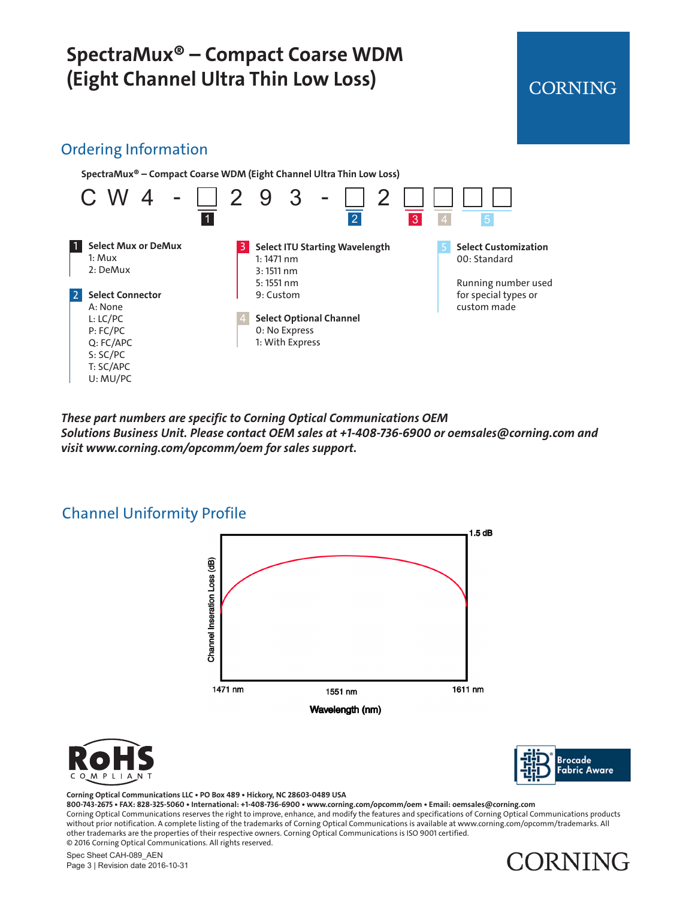# SpectraMux® – Compact Coarse WDM (Eight Channel Ultra Thin Low Loss)

## Ordering Information

**SpectraMux® – Compact Coarse WDM (Eight Channel Ultra Thin Low Loss)**

C W 4 - [1] 2 9 3 - [2] 2 [3] [4] [5]

**1 Select Mux or DeMux**
1: Mux
2: DeMux

**2 Select Connector**
A: None
L: LC/PC
P: FC/PC
Q: FC/APC
S: SC/PC
T: SC/APC
U: MU/PC

**3 Select ITU Starting Wavelength**
1: 1471 nm
3: 1511 nm
5: 1551 nm
9: Custom

**4 Select Optional Channel**
0: No Express
1: With Express

**5 Select Customization**
00: Standard

Running number used for special types or custom made

***These part numbers are specific to Corning Optical Communications OEM Solutions Business Unit. Please contact OEM sales at +1-408-736-6900 or oemsales@corning.com and visit www.corning.com/opcomm/oem for sales support.***

## Channel Uniformity Profile

1.5 dB

Channel Inseration Loss (dB)

1471 nm

1551 nm

1611 nm

Wavelength (nm)

RoHS COMPLIANT

Brocade Fabric Aware

**Corning Optical Communications LLC • PO Box 489 • Hickory, NC 28603-0489 USA**
**800-743-2675 • FAX: 828-325-5060 • International: +1-408-736-6900 • www.corning.com/opcomm/oem • Email: oemsales@corning.com**
Corning Optical Communications reserves the right to improve, enhance, and modify the features and specifications of Corning Optical Communications products without prior notification. A complete listing of the trademarks of Corning Optical Communications is available at www.corning.com/opcomm/trademarks. All other trademarks are the properties of their respective owners. Corning Optical Communications is ISO 9001 certified.
© 2016 Corning Optical Communications. All rights reserved.

Spec Sheet CAH-089_AEN
Revision date 2016-10-31